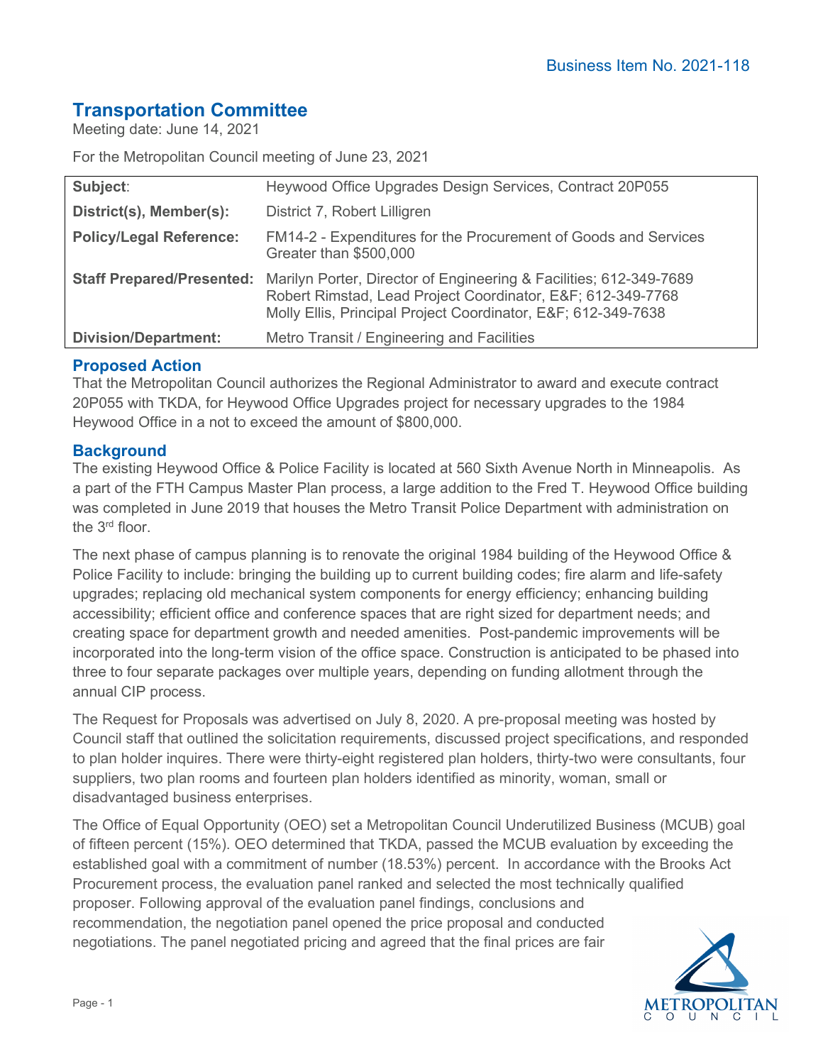Business Item No. 2021-118

# Transportation Committee

Meeting date: June 14, 2021

For the Metropolitan Council meeting of June 23, 2021

| | |
|---|---|
| **Subject**: | Heywood Office Upgrades Design Services, Contract 20P055 |
| **District(s), Member(s):** | District 7, Robert Lilligren |
| **Policy/Legal Reference:** | FM14-2 - Expenditures for the Procurement of Goods and Services Greater than $500,000 |
| **Staff Prepared/Presented:** | Marilyn Porter, Director of Engineering & Facilities; 612-349-7689<br>Robert Rimstad, Lead Project Coordinator, E&F; 612-349-7768<br>Molly Ellis, Principal Project Coordinator, E&F; 612-349-7638 |
| **Division/Department:** | Metro Transit / Engineering and Facilities |

## Proposed Action

That the Metropolitan Council authorizes the Regional Administrator to award and execute contract 20P055 with TKDA, for Heywood Office Upgrades project for necessary upgrades to the 1984 Heywood Office in a not to exceed the amount of $800,000.

## Background

The existing Heywood Office & Police Facility is located at 560 Sixth Avenue North in Minneapolis. As a part of the FTH Campus Master Plan process, a large addition to the Fred T. Heywood Office building was completed in June 2019 that houses the Metro Transit Police Department with administration on the 3rd floor.

The next phase of campus planning is to renovate the original 1984 building of the Heywood Office & Police Facility to include: bringing the building up to current building codes; fire alarm and life-safety upgrades; replacing old mechanical system components for energy efficiency; enhancing building accessibility; efficient office and conference spaces that are right sized for department needs; and creating space for department growth and needed amenities. Post-pandemic improvements will be incorporated into the long-term vision of the office space. Construction is anticipated to be phased into three to four separate packages over multiple years, depending on funding allotment through the annual CIP process.

The Request for Proposals was advertised on July 8, 2020. A pre-proposal meeting was hosted by Council staff that outlined the solicitation requirements, discussed project specifications, and responded to plan holder inquires. There were thirty-eight registered plan holders, thirty-two were consultants, four suppliers, two plan rooms and fourteen plan holders identified as minority, woman, small or disadvantaged business enterprises.

The Office of Equal Opportunity (OEO) set a Metropolitan Council Underutilized Business (MCUB) goal of fifteen percent (15%). OEO determined that TKDA, passed the MCUB evaluation by exceeding the established goal with a commitment of number (18.53%) percent. In accordance with the Brooks Act Procurement process, the evaluation panel ranked and selected the most technically qualified proposer. Following approval of the evaluation panel findings, conclusions and recommendation, the negotiation panel opened the price proposal and conducted negotiations. The panel negotiated pricing and agreed that the final prices are fair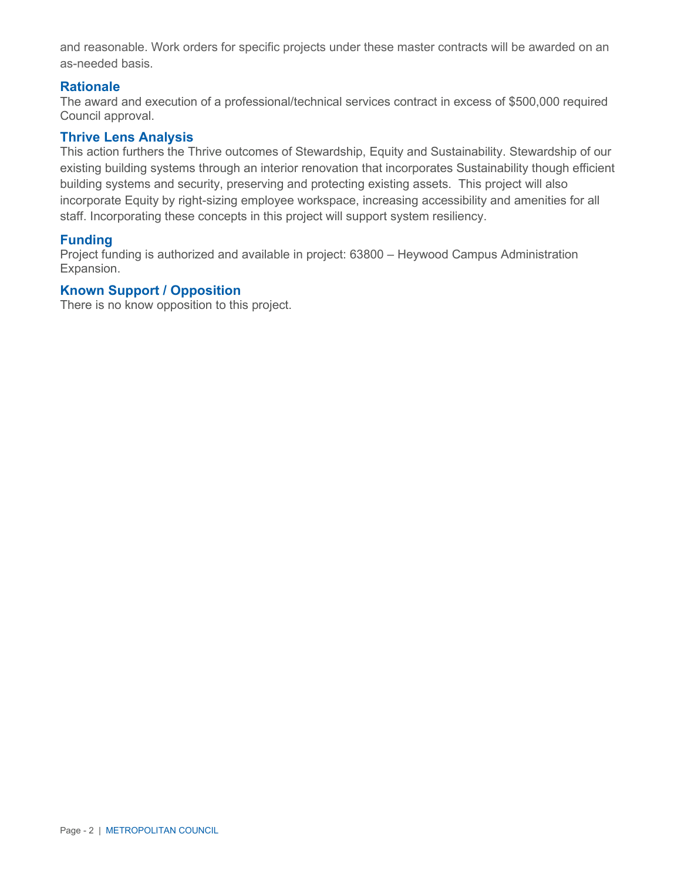and reasonable. Work orders for specific projects under these master contracts will be awarded on an as-needed basis.

## Rationale

The award and execution of a professional/technical services contract in excess of $500,000 required Council approval.

## Thrive Lens Analysis

This action furthers the Thrive outcomes of Stewardship, Equity and Sustainability. Stewardship of our existing building systems through an interior renovation that incorporates Sustainability though efficient building systems and security, preserving and protecting existing assets. This project will also incorporate Equity by right-sizing employee workspace, increasing accessibility and amenities for all staff. Incorporating these concepts in this project will support system resiliency.

## Funding

Project funding is authorized and available in project: 63800 – Heywood Campus Administration Expansion.

## Known Support / Opposition

There is no know opposition to this project.